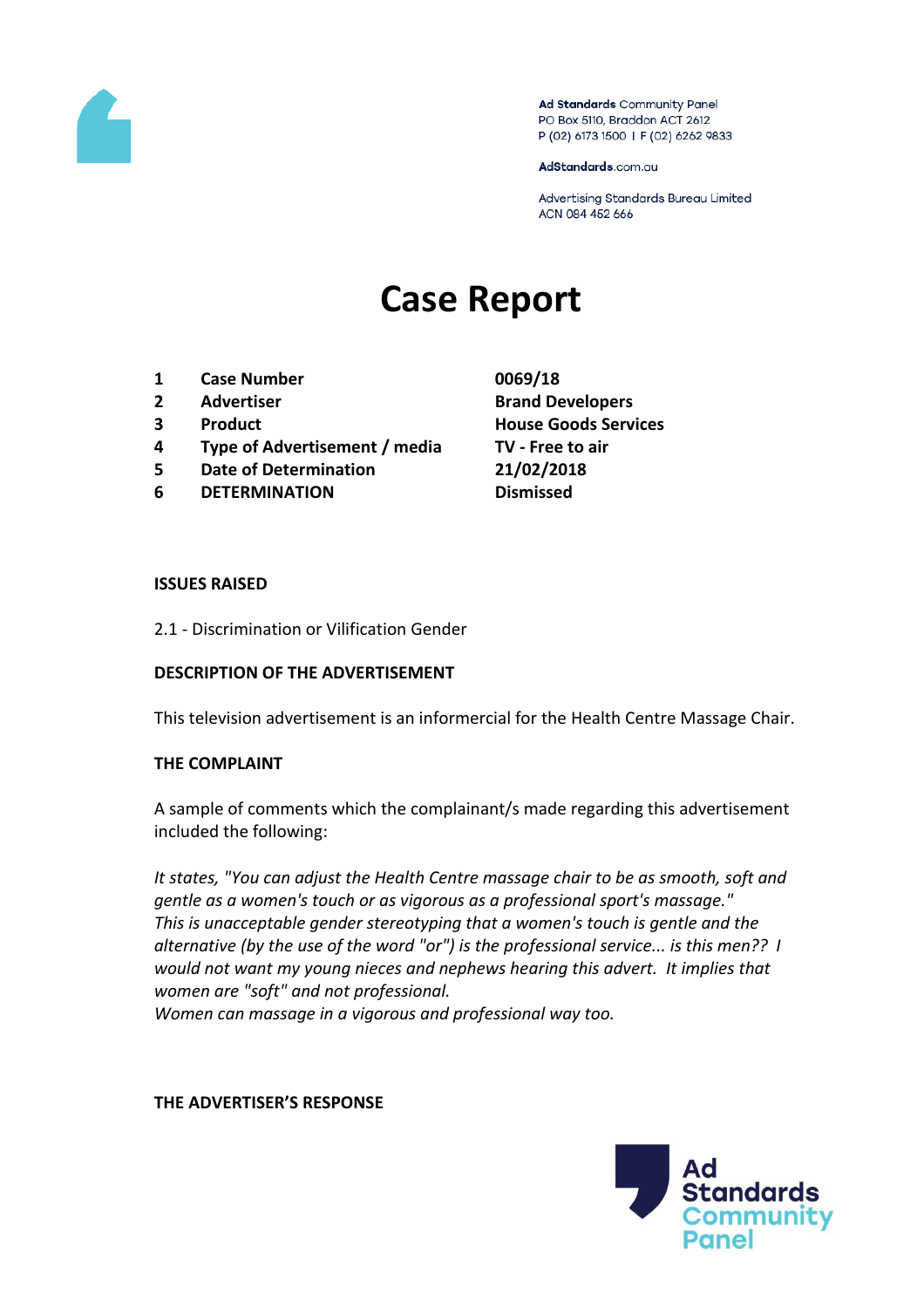Ad Standards Community Panel
PO Box 5110, Braddon ACT 2612
P (02) 6173 1500 | F (02) 6262 9833

AdStandards.com.au

Advertising Standards Bureau Limited
ACN 084 452 666

# Case Report

| | | |
|---|---|---|
| 1 | **Case Number** | **0069/18** |
| 2 | **Advertiser** | **Brand Developers** |
| 3 | **Product** | **House Goods Services** |
| 4 | **Type of Advertisement / media** | **TV - Free to air** |
| 5 | **Date of Determination** | **21/02/2018** |
| 6 | **DETERMINATION** | **Dismissed** |

**ISSUES RAISED**

2.1 - Discrimination or Vilification Gender

**DESCRIPTION OF THE ADVERTISEMENT**

This television advertisement is an informercial for the Health Centre Massage Chair.

**THE COMPLAINT**

A sample of comments which the complainant/s made regarding this advertisement included the following:

*It states, "You can adjust the Health Centre massage chair to be as smooth, soft and gentle as a women's touch or as vigorous as a professional sport's massage."*
*This is unacceptable gender stereotyping that a women's touch is gentle and the alternative (by the use of the word "or") is the professional service... is this men?? I would not want my young nieces and nephews hearing this advert. It implies that women are "soft" and not professional.*
*Women can massage in a vigorous and professional way too.*

**THE ADVERTISER'S RESPONSE**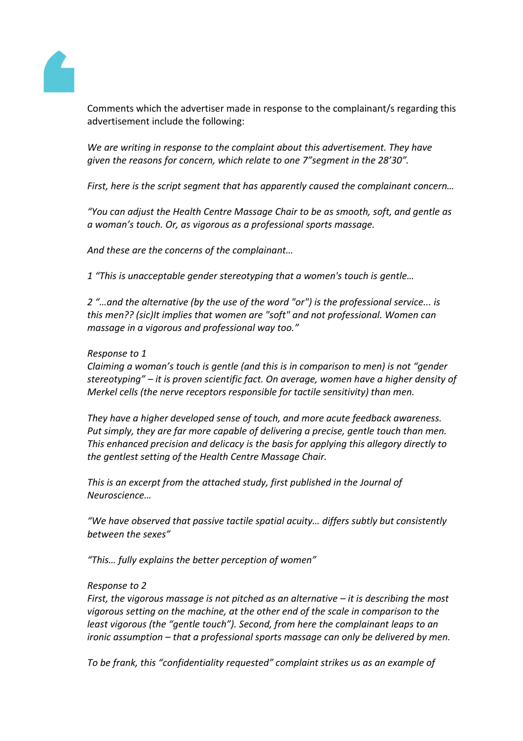Comments which the advertiser made in response to the complainant/s regarding this advertisement include the following:

*We are writing in response to the complaint about this advertisement. They have given the reasons for concern, which relate to one 7"segment in the 28'30".*

*First, here is the script segment that has apparently caused the complainant concern…*

*"You can adjust the Health Centre Massage Chair to be as smooth, soft, and gentle as a woman's touch. Or, as vigorous as a professional sports massage.*

*And these are the concerns of the complainant…*

*1 "This is unacceptable gender stereotyping that a women's touch is gentle…*

*2 "…and the alternative (by the use of the word "or") is the professional service... is this men?? (sic)It implies that women are "soft" and not professional. Women can massage in a vigorous and professional way too."*

*Response to 1*
*Claiming a woman's touch is gentle (and this is in comparison to men) is not "gender stereotyping" – it is proven scientific fact. On average, women have a higher density of Merkel cells (the nerve receptors responsible for tactile sensitivity) than men.*

*They have a higher developed sense of touch, and more acute feedback awareness. Put simply, they are far more capable of delivering a precise, gentle touch than men. This enhanced precision and delicacy is the basis for applying this allegory directly to the gentlest setting of the Health Centre Massage Chair.*

*This is an excerpt from the attached study, first published in the Journal of Neuroscience…*

*"We have observed that passive tactile spatial acuity… differs subtly but consistently between the sexes"*

*"This… fully explains the better perception of women"*

*Response to 2*
*First, the vigorous massage is not pitched as an alternative – it is describing the most vigorous setting on the machine, at the other end of the scale in comparison to the least vigorous (the "gentle touch"). Second, from here the complainant leaps to an ironic assumption – that a professional sports massage can only be delivered by men.*

*To be frank, this "confidentiality requested" complaint strikes us as an example of*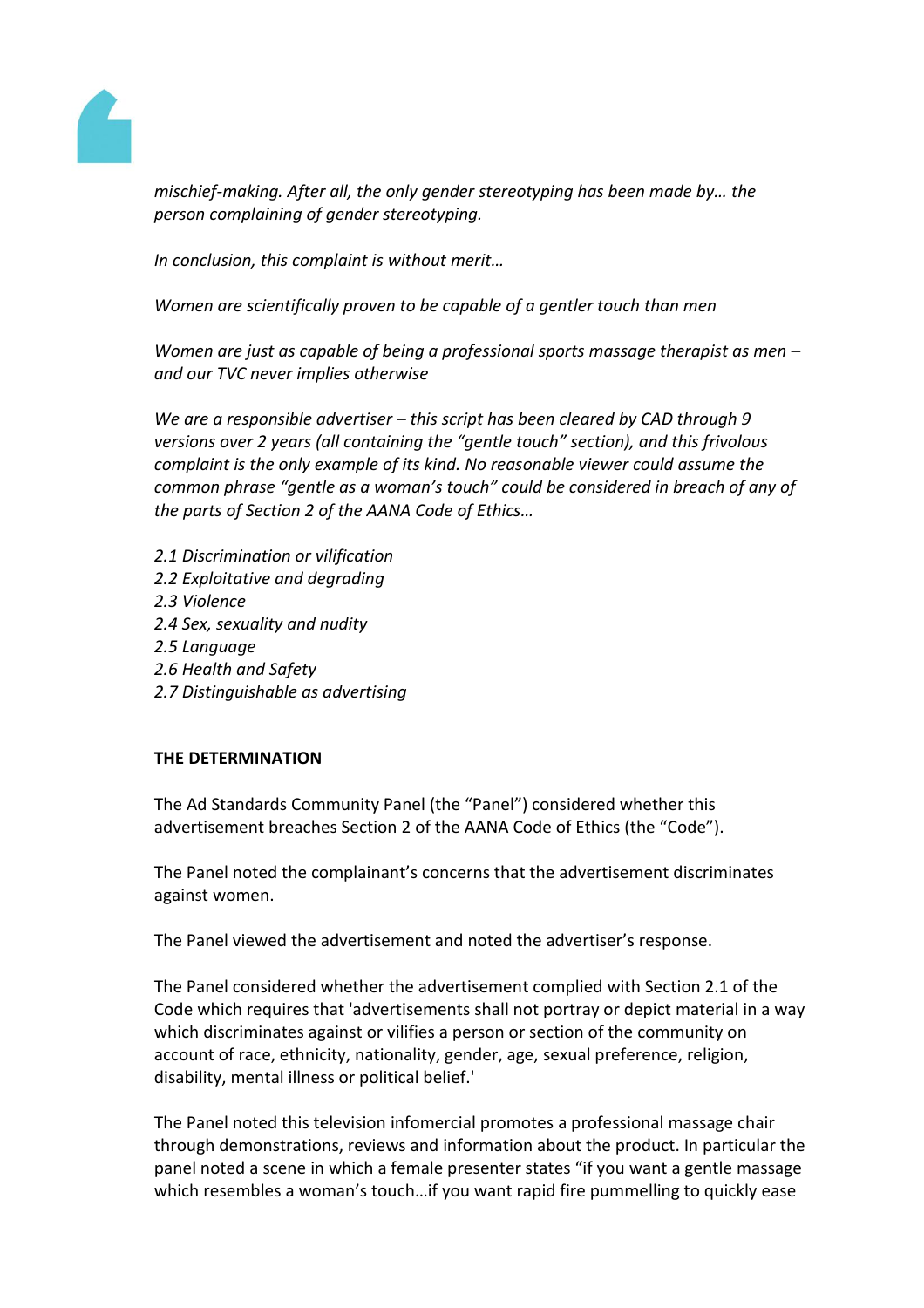*mischief-making. After all, the only gender stereotyping has been made by… the person complaining of gender stereotyping.*

*In conclusion, this complaint is without merit…*

*Women are scientifically proven to be capable of a gentler touch than men*

*Women are just as capable of being a professional sports massage therapist as men – and our TVC never implies otherwise*

*We are a responsible advertiser – this script has been cleared by CAD through 9 versions over 2 years (all containing the "gentle touch" section), and this frivolous complaint is the only example of its kind. No reasonable viewer could assume the common phrase "gentle as a woman's touch" could be considered in breach of any of the parts of Section 2 of the AANA Code of Ethics…*

*2.1 Discrimination or vilification*
*2.2 Exploitative and degrading*
*2.3 Violence*
*2.4 Sex, sexuality and nudity*
*2.5 Language*
*2.6 Health and Safety*
*2.7 Distinguishable as advertising*

**THE DETERMINATION**

The Ad Standards Community Panel (the "Panel") considered whether this advertisement breaches Section 2 of the AANA Code of Ethics (the "Code").

The Panel noted the complainant's concerns that the advertisement discriminates against women.

The Panel viewed the advertisement and noted the advertiser's response.

The Panel considered whether the advertisement complied with Section 2.1 of the Code which requires that 'advertisements shall not portray or depict material in a way which discriminates against or vilifies a person or section of the community on account of race, ethnicity, nationality, gender, age, sexual preference, religion, disability, mental illness or political belief.'

The Panel noted this television infomercial promotes a professional massage chair through demonstrations, reviews and information about the product. In particular the panel noted a scene in which a female presenter states "if you want a gentle massage which resembles a woman's touch…if you want rapid fire pummelling to quickly ease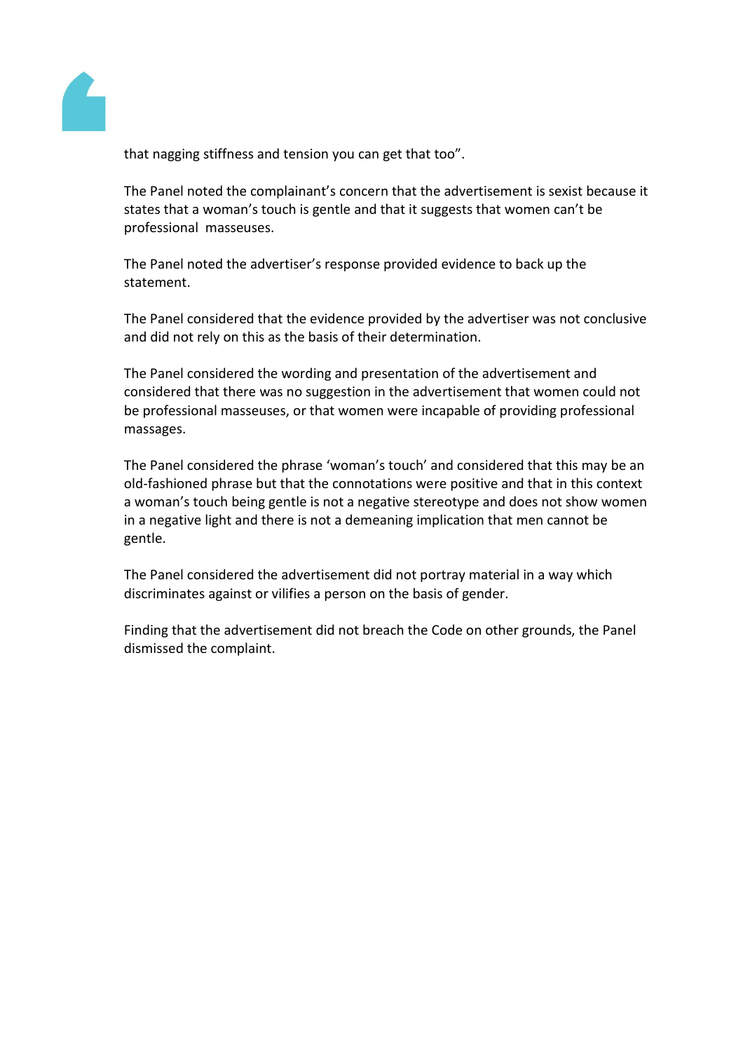that nagging stiffness and tension you can get that too".

The Panel noted the complainant's concern that the advertisement is sexist because it states that a woman's touch is gentle and that it suggests that women can't be professional masseuses.

The Panel noted the advertiser's response provided evidence to back up the statement.

The Panel considered that the evidence provided by the advertiser was not conclusive and did not rely on this as the basis of their determination.

The Panel considered the wording and presentation of the advertisement and considered that there was no suggestion in the advertisement that women could not be professional masseuses, or that women were incapable of providing professional massages.

The Panel considered the phrase 'woman's touch' and considered that this may be an old-fashioned phrase but that the connotations were positive and that in this context a woman's touch being gentle is not a negative stereotype and does not show women in a negative light and there is not a demeaning implication that men cannot be gentle.

The Panel considered the advertisement did not portray material in a way which discriminates against or vilifies a person on the basis of gender.

Finding that the advertisement did not breach the Code on other grounds, the Panel dismissed the complaint.